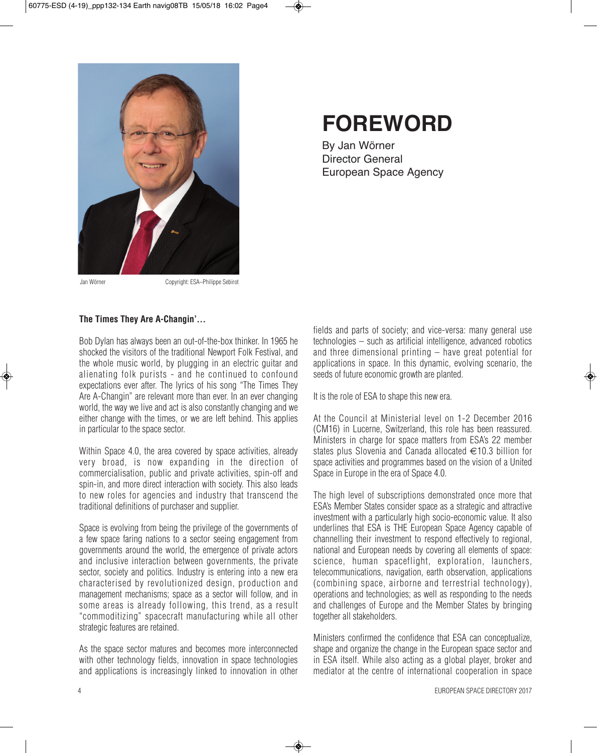Jan Wörner Copyright: ESA–Philippe Sebirot

# FOREWORD

By Jan Wörner
Director General
European Space Agency

**The Times They Are A-Changin'…**

Bob Dylan has always been an out-of-the-box thinker. In 1965 he shocked the visitors of the traditional Newport Folk Festival, and the whole music world, by plugging in an electric guitar and alienating folk purists - and he continued to confound expectations ever after. The lyrics of his song "The Times They Are A-Changin" are relevant more than ever. In an ever changing world, the way we live and act is also constantly changing and we either change with the times, or we are left behind. This applies in particular to the space sector.

Within Space 4.0, the area covered by space activities, already very broad, is now expanding in the direction of commercialisation, public and private activities, spin-off and spin-in, and more direct interaction with society. This also leads to new roles for agencies and industry that transcend the traditional definitions of purchaser and supplier.

Space is evolving from being the privilege of the governments of a few space faring nations to a sector seeing engagement from governments around the world, the emergence of private actors and inclusive interaction between governments, the private sector, society and politics. Industry is entering into a new era characterised by revolutionized design, production and management mechanisms; space as a sector will follow, and in some areas is already following, this trend, as a result "commoditizing" spacecraft manufacturing while all other strategic features are retained.

As the space sector matures and becomes more interconnected with other technology fields, innovation in space technologies and applications is increasingly linked to innovation in other fields and parts of society; and vice-versa: many general use technologies – such as artificial intelligence, advanced robotics and three dimensional printing – have great potential for applications in space. In this dynamic, evolving scenario, the seeds of future economic growth are planted.

It is the role of ESA to shape this new era.

At the Council at Ministerial level on 1-2 December 2016 (CM16) in Lucerne, Switzerland, this role has been reassured. Ministers in charge for space matters from ESA's 22 member states plus Slovenia and Canada allocated €10.3 billion for space activities and programmes based on the vision of a United Space in Europe in the era of Space 4.0.

The high level of subscriptions demonstrated once more that ESA's Member States consider space as a strategic and attractive investment with a particularly high socio-economic value. It also underlines that ESA is THE European Space Agency capable of channelling their investment to respond effectively to regional, national and European needs by covering all elements of space: science, human spaceflight, exploration, launchers, telecommunications, navigation, earth observation, applications (combining space, airborne and terrestrial technology), operations and technologies; as well as responding to the needs and challenges of Europe and the Member States by bringing together all stakeholders.

Ministers confirmed the confidence that ESA can conceptualize, shape and organize the change in the European space sector and in ESA itself. While also acting as a global player, broker and mediator at the centre of international cooperation in space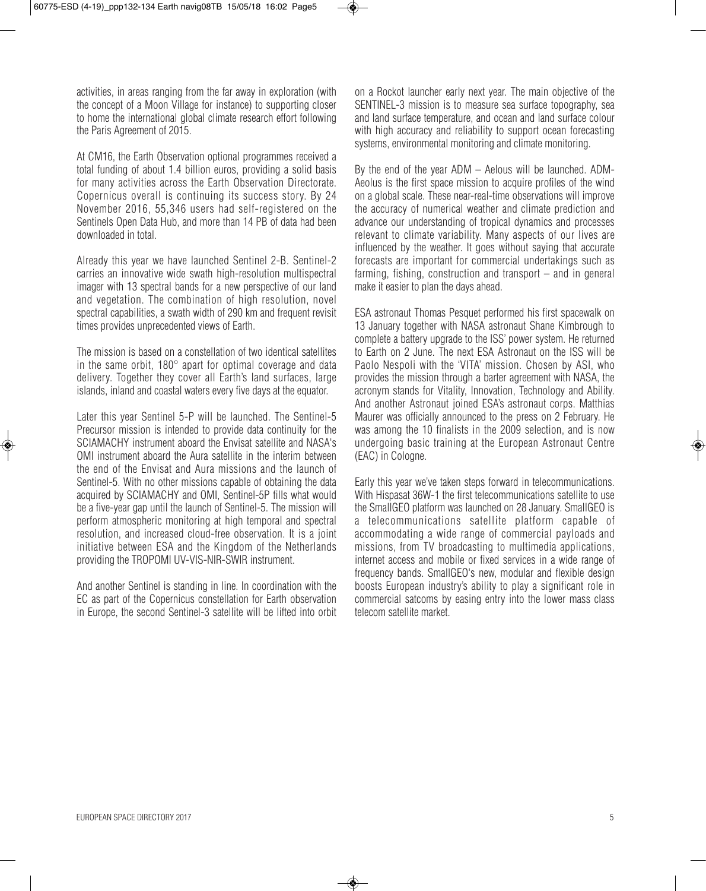activities, in areas ranging from the far away in exploration (with the concept of a Moon Village for instance) to supporting closer to home the international global climate research effort following the Paris Agreement of 2015.

At CM16, the Earth Observation optional programmes received a total funding of about 1.4 billion euros, providing a solid basis for many activities across the Earth Observation Directorate. Copernicus overall is continuing its success story. By 24 November 2016, 55,346 users had self-registered on the Sentinels Open Data Hub, and more than 14 PB of data had been downloaded in total.

Already this year we have launched Sentinel 2-B. Sentinel-2 carries an innovative wide swath high-resolution multispectral imager with 13 spectral bands for a new perspective of our land and vegetation. The combination of high resolution, novel spectral capabilities, a swath width of 290 km and frequent revisit times provides unprecedented views of Earth.

The mission is based on a constellation of two identical satellites in the same orbit, 180° apart for optimal coverage and data delivery. Together they cover all Earth's land surfaces, large islands, inland and coastal waters every five days at the equator.

Later this year Sentinel 5-P will be launched. The Sentinel-5 Precursor mission is intended to provide data continuity for the SCIAMACHY instrument aboard the Envisat satellite and NASA's OMI instrument aboard the Aura satellite in the interim between the end of the Envisat and Aura missions and the launch of Sentinel-5. With no other missions capable of obtaining the data acquired by SCIAMACHY and OMI, Sentinel-5P fills what would be a five-year gap until the launch of Sentinel-5. The mission will perform atmospheric monitoring at high temporal and spectral resolution, and increased cloud-free observation. It is a joint initiative between ESA and the Kingdom of the Netherlands providing the TROPOMI UV-VIS-NIR-SWIR instrument.

And another Sentinel is standing in line. In coordination with the EC as part of the Copernicus constellation for Earth observation in Europe, the second Sentinel-3 satellite will be lifted into orbit on a Rockot launcher early next year. The main objective of the SENTINEL-3 mission is to measure sea surface topography, sea and land surface temperature, and ocean and land surface colour with high accuracy and reliability to support ocean forecasting systems, environmental monitoring and climate monitoring.

By the end of the year ADM – Aelous will be launched. ADM-Aeolus is the first space mission to acquire profiles of the wind on a global scale. These near-real-time observations will improve the accuracy of numerical weather and climate prediction and advance our understanding of tropical dynamics and processes relevant to climate variability. Many aspects of our lives are influenced by the weather. It goes without saying that accurate forecasts are important for commercial undertakings such as farming, fishing, construction and transport – and in general make it easier to plan the days ahead.

ESA astronaut Thomas Pesquet performed his first spacewalk on 13 January together with NASA astronaut Shane Kimbrough to complete a battery upgrade to the ISS' power system. He returned to Earth on 2 June. The next ESA Astronaut on the ISS will be Paolo Nespoli with the 'VITA' mission. Chosen by ASI, who provides the mission through a barter agreement with NASA, the acronym stands for Vitality, Innovation, Technology and Ability. And another Astronaut joined ESA's astronaut corps. Matthias Maurer was officially announced to the press on 2 February. He was among the 10 finalists in the 2009 selection, and is now undergoing basic training at the European Astronaut Centre (EAC) in Cologne.

Early this year we've taken steps forward in telecommunications. With Hispasat 36W-1 the first telecommunications satellite to use the SmallGEO platform was launched on 28 January. SmallGEO is a telecommunications satellite platform capable of accommodating a wide range of commercial payloads and missions, from TV broadcasting to multimedia applications, internet access and mobile or fixed services in a wide range of frequency bands. SmallGEO's new, modular and flexible design boosts European industry's ability to play a significant role in commercial satcoms by easing entry into the lower mass class telecom satellite market.